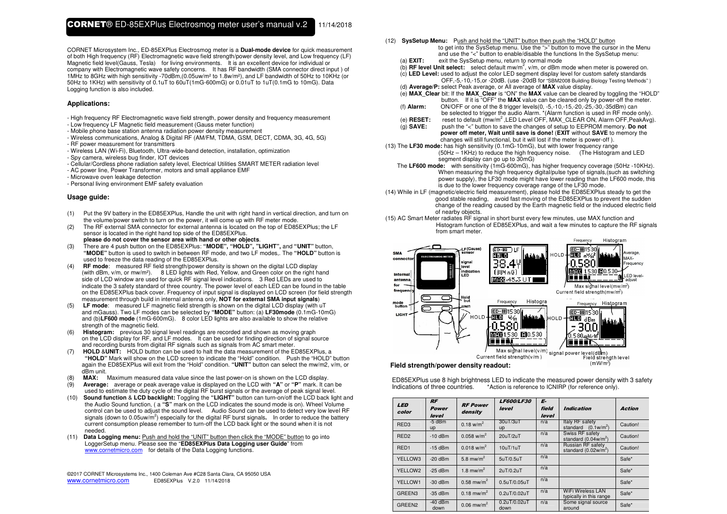# CORNET® ED-85EXPlus Electrosmog meter user's manual v.2 11/14/2018

CORNET Microsystem Inc., ED-85EXPlus Electrosmog meter is a **Dual-mode device** for quick measurement of both High frequency (RF) Electromagnetic wave field strength/power density level, and Low frequency (LF) Magnetic field level(Gauss, Tesla) for living environments. It is an excellent device for individual or company with Electromagnetic wave safety concerns. It has RF bandwidth (SMA connector direct input ) of 1MHz to 8GHz with high sensitivity -70dBm,(0.05uw/m² to 1.8w/m²), and LF bandwidth of 50Hz to 10KHz (or 50Hz to 1KHz) with sensitivity of 0.1uT to 60uT(1mG-600mG) or 0.01uT to 1uT(0.1mG to 10mG). Data Logging function is also included.

### Applications:

- High frequency RF Electromagnetic wave field strength, power density and frequency measurement
- Low frequency LF Magnetic field measurement (Gauss meter function)
- Mobile phone base station antenna radiation power density measurement
- Wireless communications, Analog & Digital RF (AM/FM, TDMA, GSM, DECT, CDMA, 3G, 4G, 5G)
- RF power measurement for transmitters
- Wireless LAN (Wi-Fi), Bluetooth, Ultra-wide-band detection, installation, optimization
- Spy camera, wireless bug finder, IOT devices
- Cellular/Cordless phone radiation safety level, Electrical Utilities SMART METER radiation level
- AC power line, Power Transformer, motors and small appliance EMF
- Microwave oven leakage detection
- Personal living environment EMF safety evaluation

### Usage guide:

(1) Put the 9V battery in the ED85EXPlus, Handle the unit with right hand in vertical direction, and turn on the volume/power switch to turn on the power, it will come up with RF meter mode.

(2) The RF external SMA connector for external antenna is located on the top of ED85EXPlus; the LF sensor is located in the right hand top side of the ED85EXPlus.
**please do not cover the sensor area with hand or other objects**.

(3) There are 4 push button on the ED85EXPlus: **"MODE", "HOLD", "LIGHT",** and **"UNIT"** button, **"MODE"** button is used to switch in between RF mode, and two LF modes,. The **"HOLD"** button is used to freeze the data reading of the ED85EXPlus.

(4) **RF mode**: measured RF field strength/power density is shown on the digital LCD display (with dBm, v/m, or mw/m²). 8 LED lights with Red, Yellow, and Green color on the right hand side of LCD window are used for quick RF signal level indications. 3 Red LEDs are used to indicate the 3 safety standard of three country. The power level of each LED can be found in the table on the ED85EXPlus back cover. Frequency of input signal is displayed on LCD screen (for field strength measurement through build in internal antenna only, **NOT for external SMA input signals**)

(5) **LF mode**: measured LF magnetic field strength is shown on the digital LCD display (with uT and mGauss). Two LF modes can be selected by **"MODE"** button: (a) **LF30mode** (0.1mG-10mG) and (b)**LF600 mode** (1mG-600mG). 8 color LED lights are also available to show the relative strength of the magnetic field.

(6) **Histogram:** previous 30 signal level readings are recorded and shown as moving graph on the LCD display for RF, and LF modes. It can be used for finding direction of signal source and recording bursts from digital RF signals such as signals from AC smart meter.

(7) **HOLD &UNIT:** HOLD button can be used to halt the data measurement of the ED85EXPlus, a **"HOLD"** Mark will show on the LCD screen to indicate the "Hold" condition. Push the "HOLD" button again the ED85EXPlus will exit from the "Hold" condition. **"UNIT"** button can select the mw/m2, v/m, or dBm unit.

(8) **MAX:** Maximum measured data value since the last power-on is shown on the LCD display.

(9) **Average:** average or peak average value is displayed on the LCD with **"A"** or **"P"** mark. It can be used to estimate the duty cycle of the digital RF burst signals or the average of peak signal level.

(10) **Sound function** & **LCD backlight:** Toggling the **"LIGHT"** button can turn-on/off the LCD back light and the Audio Sound function, ( a **"S"** mark on the LCD indicates the sound mode is on). Wheel Volume control can be used to adjust the sound level. Audio Sound can be used to detect very low level RF signals (down to 0.05uw/m²) especially for the digital RF burst signals**.** In order to reduce the battery current consumption please remember to turn-off the LCD back light or the sound when it is not needed.

(11) **Data Logging menu:** Push and hold the "UNIT" button then click the "MODE" button to go into LoggerSetup menu. Please see the "**ED85EXPlus Data Logging user Guide**" from www.cornetmicro.com for details of the Data Logging functions.

(12) **SysSetup Menu:** Push and hold the "UNIT" button then push the "HOLD" button to get into the SysSetup menu. Use the ">" button to move the cursor in the Menu and use the "<" button to enable/disable the functions In the SysSetup menu:
- (a) **EXIT:** exit the SysSetup menu, return to normal mode
- (b) **RF level Unit select:** select default mw/m², v/m, or dBm mode when meter is powered on.
- (c) **LED Level:** used to adjust the color LED segment display level for custom safety standards OFF,-5,-10,-15,or -20dB. (use -20dB for "SBM2008 Building Biology Testing Methods" )
- (d) **Average/P:** select Peak average, or All average of **MAX** value display.
- (e) **MAX_Clear** bit: If the **MAX_Clear** is "ON" the **MAX** value can be cleared by toggling the "HOLD" button. If it is "OFF" the **MAX** value can be cleared only by power-off the meter.
- (f) **Alarm:** ON/OFF or one of the 8 trigger levels(0, -5,-10,-15,-20,-25,-30,-35dBm) can be selected to trigger the audio Alarm. *(Alarm function is used in RF mode only).
- (e) **RESET:** reset to default (mw/m² ,LED Level OFF, MAX_CLEAR ON, Alarm OFF,PeakAvg).
- (g) **SAVE:** push the "<" button to save the changes of setup to EEPROM memory. **Do not power off meter, Wait until save is done!** (**EXIT** without **SAVE** to memory the changes will still functional, but it will lost if the meter is power-off ).

(13) The **LF30 mode:** has high sensitivity (0.1mG-10mG), but with lower frequency range (50Hz – 1KHz) to reduce the high frequency noise. (The Histogram and LED segment display can go up to 30mG)
The **LF600 mode:** with sensitivity (1mG-600mG), has higher frequency coverage (50Hz -10KHz). When measuring the high frequency digital/pulse type of signals,(such as switching power supply), the LF30 mode might have lower reading than the LF600 mode, this is due to the lower frequency coverage range of the LF30 mode.

(14) While in LF (magnetic/electric field measurement), please hold the ED85EXPlus steady to get the good stable reading, avoid fast moving of the ED85EXPlus to prevent the sudden change of the reading caused by the Earth magnetic field or the induced electric field of nearby objects.

(15) AC Smart Meter radiates RF signal in short burst every few minutes, use MAX function and Histogram function of ED85EXPlus, and wait a few minutes to capture the RF signals from smart meter.

**Field strength/power density readout:**

ED85EXPlus use 8 high brightness LED to indicate the measured power density with 3 safety Indications of three countries. *Action is reference to ICNIRP (for reference only).

| LED color | RF Power level | RF Power density | LF600/LF30 level | E-field level | Indication | Action |
|---|---|---|---|---|---|---|
| RED3 | -5 dBm up | 0.18 w/m² | 30uT/3uT up | n/a | Italy RF safety standard (0.1w/m²) | Caution! |
| RED2 | -10 dBm | 0.058 w/m² | 20uT/2uT | n/a | Swiss RF safety standard (0.04w/m²) | Caution! |
| RED1 | -15 dBm | 0.018 w/m² | 10uT/1uT | n/a | Russian RF safety standard (0.02w/m²) | Caution! |
| YELLOW3 | -20 dBm | 5.8 mw/m² | 5uT/0.5uT | n/a | | Safe* |
| YELLOW2 | -25 dBm | 1.8 mw/m² | 2uT/0.2uT | n/a | | Safe* |
| YELLOW1 | -30 dBm | 0.58 mw/m² | 0.5uT/0.05uT | n/a | | Safe* |
| GREEN3 | -35 dBm | 0.18 mw/m² | 0.2uT/0.02uT | n/a | WiFi Wireless LAN typically in this range | Safe* |
| GREEN2 | -40 dBm down | 0.06 mw/m² | 0.2uT/0.02uT down | n/a | Some signal source around | Safe* |

©2017 CORNET Microsystems Inc., 1400 Coleman Ave #C28 Santa Clara, CA 95050 USA
www.cornetmicro.com ED85EXPlus V.2.0 11/14/2018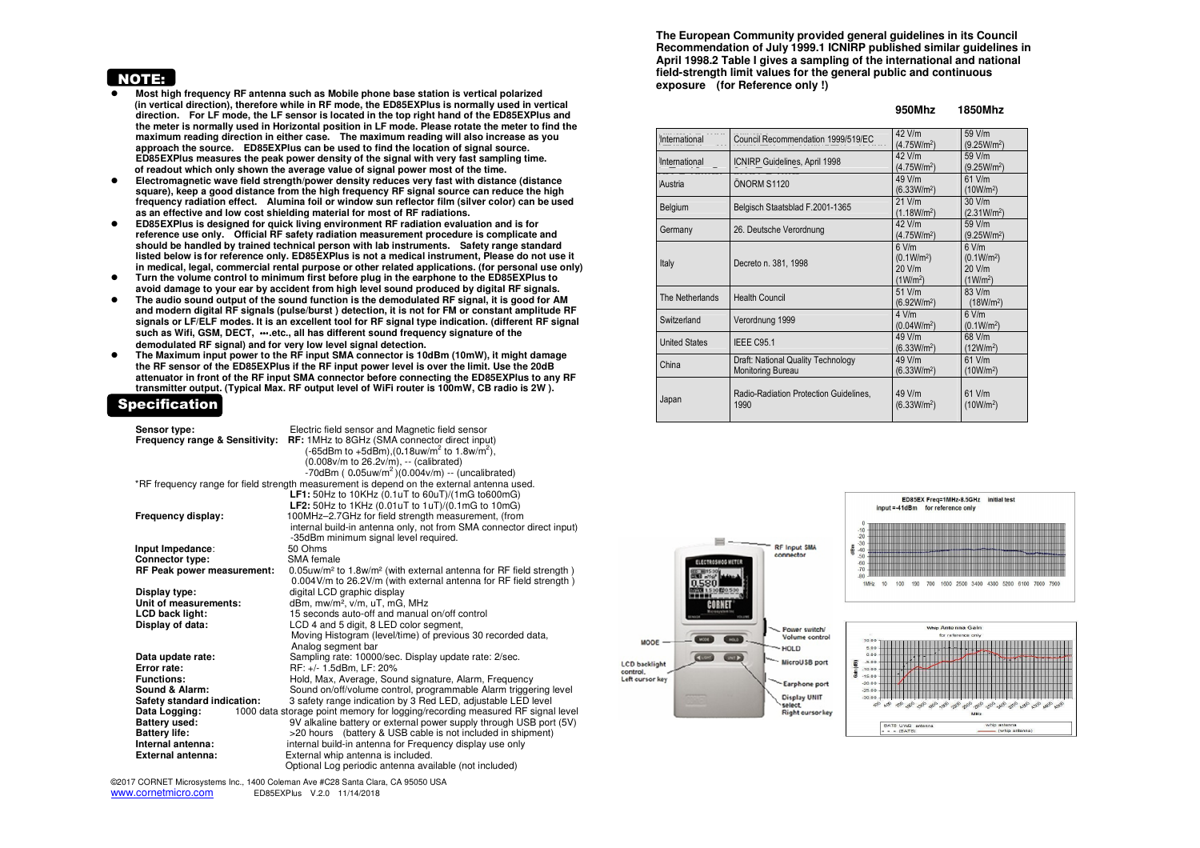## NOTE:

- Most high frequency RF antenna such as Mobile phone base station is vertical polarized (in vertical direction), therefore while in RF mode, the ED85EXPlus is normally used in vertical direction. For LF mode, the LF sensor is located in the top right hand of the ED85EXPlus and the meter is normally used in Horizontal position in LF mode. Please rotate the meter to find the maximum reading direction in either case. The maximum reading will also increase as you approach the source. ED85EXPlus can be used to find the location of signal source. ED85EXPlus measures the peak power density of the signal with very fast sampling time. of readout which only shown the average value of signal power most of the time.
- Electromagnetic wave field strength/power density reduces very fast with distance (distance square), keep a good distance from the high frequency RF signal source can reduce the high frequency radiation effect. Alumina foil or window sun reflector film (silver color) can be used as an effective and low cost shielding material for most of RF radiations.
- ED85EXPlus is designed for quick living environment RF radiation evaluation and is for reference use only. Official RF safety radiation measurement procedure is complicate and should be handled by trained technical person with lab instruments. Safety range standard listed below is for reference only. ED85EXPlus is not a medical instrument, Please do not use it in medical, legal, commercial rental purpose or other related applications. (for personal use only)
- Turn the volume control to minimum first before plug in the earphone to the ED85EXPlus to avoid damage to your ear by accident from high level sound produced by digital RF signals.
- The audio sound output of the sound function is the demodulated RF signal, it is good for AM and modern digital RF signals (pulse/burst ) detection, it is not for FM or constant amplitude RF signals or LF/ELF modes. It is an excellent tool for RF signal type indication. (different RF signal such as Wifi, GSM, DECT, …etc., all has different sound frequency signature of the demodulated RF signal) and for very low level signal detection.
- The Maximum input power to the RF input SMA connector is 10dBm (10mW), it might damage the RF sensor of the ED85EXPlus if the RF input power level is over the limit. Use the 20dB attenuator in front of the RF input SMA connector before connecting the ED85EXPlus to any RF transmitter output. (Typical Max. RF output level of WiFi router is 100mW, CB radio is 2W ).

## Specification

| | |
|---|---|
| **Sensor type:** | Electric field sensor and Magnetic field sensor |
| **Frequency range & Sensitivity:** | **RF:** 1MHz to 8GHz (SMA connector direct input) (-65dBm to +5dBm),(0.18uw/m² to 1.8w/m²), (0.008v/m to 26.2v/m), -- (calibrated) -70dBm ( 0.05uw/m² )(0.004v/m) -- (uncalibrated) |
| | *RF frequency range for field strength measurement is depend on the external antenna used. |
| | **LF1:** 50Hz to 10KHz (0.1uT to 60uT)/(1mG to600mG) |
| | **LF2:** 50Hz to 1KHz (0.01uT to 1uT)/(0.1mG to 10mG) |
| **Frequency display:** | 100MHz–2.7GHz for field strength measurement, (from internal build-in antenna only, not from SMA connector direct input) -35dBm minimum signal level required. |
| **Input Impedance:** | 50 Ohms |
| **Connector type:** | SMA female |
| **RF Peak power measurement:** | 0.05uw/m² to 1.8w/m² (with external antenna for RF field strength ) 0.004V/m to 26.2V/m (with external antenna for RF field strength ) |
| **Display type:** | digital LCD graphic display |
| **Unit of measurements:** | dBm, mw/m², v/m, uT, mG, MHz |
| **LCD back light:** | 15 seconds auto-off and manual on/off control |
| **Display of data:** | LCD 4 and 5 digit, 8 LED color segment, Moving Histogram (level/time) of previous 30 recorded data, Analog segment bar |
| **Data update rate:** | Sampling rate: 10000/sec. Display update rate: 2/sec. |
| **Error rate:** | RF: +/- 1.5dBm, LF: 20% |
| **Functions:** | Hold, Max, Average, Sound signature, Alarm, Frequency |
| **Sound & Alarm:** | Sound on/off/volume control, programmable Alarm triggering level |
| **Safety standard indication:** | 3 safety range indication by 3 Red LED, adjustable LED level |
| **Data Logging:** | 1000 data storage point memory for logging/recording measured RF signal level |
| **Battery used:** | 9V alkaline battery or external power supply through USB port (5V) |
| **Battery life:** | >20 hours (battery & USB cable is not included in shipment) |
| **Internal antenna:** | internal build-in antenna for Frequency display use only |
| **External antenna:** | External whip antenna is included. Optional Log periodic antenna available (not included) |

**The European Community provided general guidelines in its Council Recommendation of July 1999.1 ICNIRP published similar guidelines in April 1998.2 Table I gives a sampling of the international and national field-strength limit values for the general public and continuous exposure (for Reference only !)**

| | | 950Mhz | 1850Mhz |
|---|---|---|---|
| International | Council Recommendation 1999/519/EC | 42 V/m (4.75W/m²) | 59 V/m (9.25W/m²) |
| International | ICNIRP Guidelines, April 1998 | 42 V/m (4.75W/m²) | 59 V/m (9.25W/m²) |
| Austria | ÖNORM S1120 | 49 V/m (6.33W/m²) | 61 V/m (10W/m²) |
| Belgium | Belgisch Staatsblad F.2001-1365 | 21 V/m (1.18W/m²) | 30 V/m (2.31W/m²) |
| Germany | 26. Deutsche Verordnung | 42 V/m (4.75W/m²) | 59 V/m (9.25W/m²) |
| Italy | Decreto n. 381, 1998 | 6 V/m (0.1W/m²) 20 V/m (1W/m²) | 6 V/m (0.1W/m²) 20 V/m (1W/m²) |
| The Netherlands | Health Council | 51 V/m (6.92W/m²) | 83 V/m (18W/m²) |
| Switzerland | Verordnung 1999 | 4 V/m (0.04W/m²) | 6 V/m (0.1W/m²) |
| United States | IEEE C95.1 | 49 V/m (6.33W/m²) | 68 V/m (12W/m²) |
| China | Draft: National Quality Technology Monitoring Bureau | 49 V/m (6.33W/m²) | 61 V/m (10W/m²) |
| Japan | Radio-Radiation Protection Guidelines, 1990 | 49 V/m (6.33W/m²) | 61 V/m (10W/m²) |

RF Input SMA connector
MODE
Power switch/ Volume control
HOLD
LCD backlight control. Left cursor key
MicroUSB port
Earphone port
Display UNIT select. Right cursor key

ED85EX Freq=1MHz-8.5GHz initial test
Input =-41dBm for reference only
1MHz 10 100 190 700 1600 2500 3400 4300 5200 6100 7000 7900

Whip Antenna Gain
for reference only
Gain (dB)
MHz
BATS UWB antenna (BATS)
Whip antenna (whip antenna)

©2017 CORNET Microsystems Inc., 1400 Coleman Ave #C28 Santa Clara, CA 95050 USA
www.cornetmicro.com ED85EXPlus V.2.0 11/14/2018